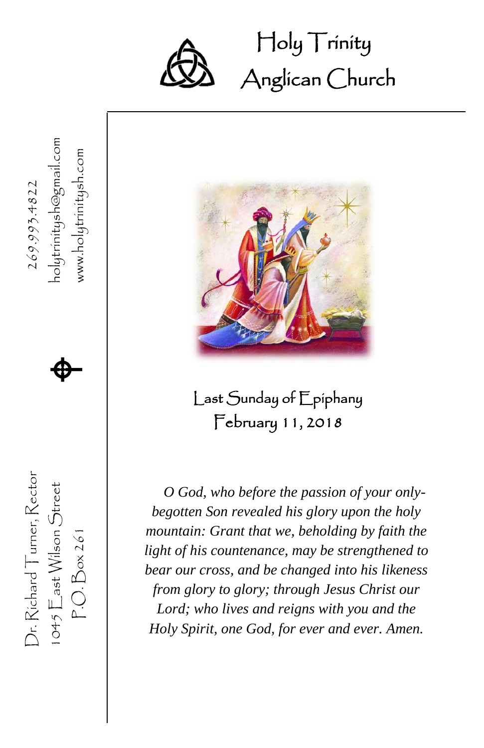# Holy Trinity Anglican Church

269.993.4822

holytrinitysh@gmail.com

www.holytrinitysh.com

Dr. Richard Turner, Rector

1045 East Wilson Street

P.O. Box 261

## Last Sunday of Epiphany

February 11, 2018

*O God, who before the passion of your only-begotten Son revealed his glory upon the holy mountain: Grant that we, beholding by faith the light of his countenance, may be strengthened to bear our cross, and be changed into his likeness from glory to glory; through Jesus Christ our Lord; who lives and reigns with you and the Holy Spirit, one God, for ever and ever. Amen.*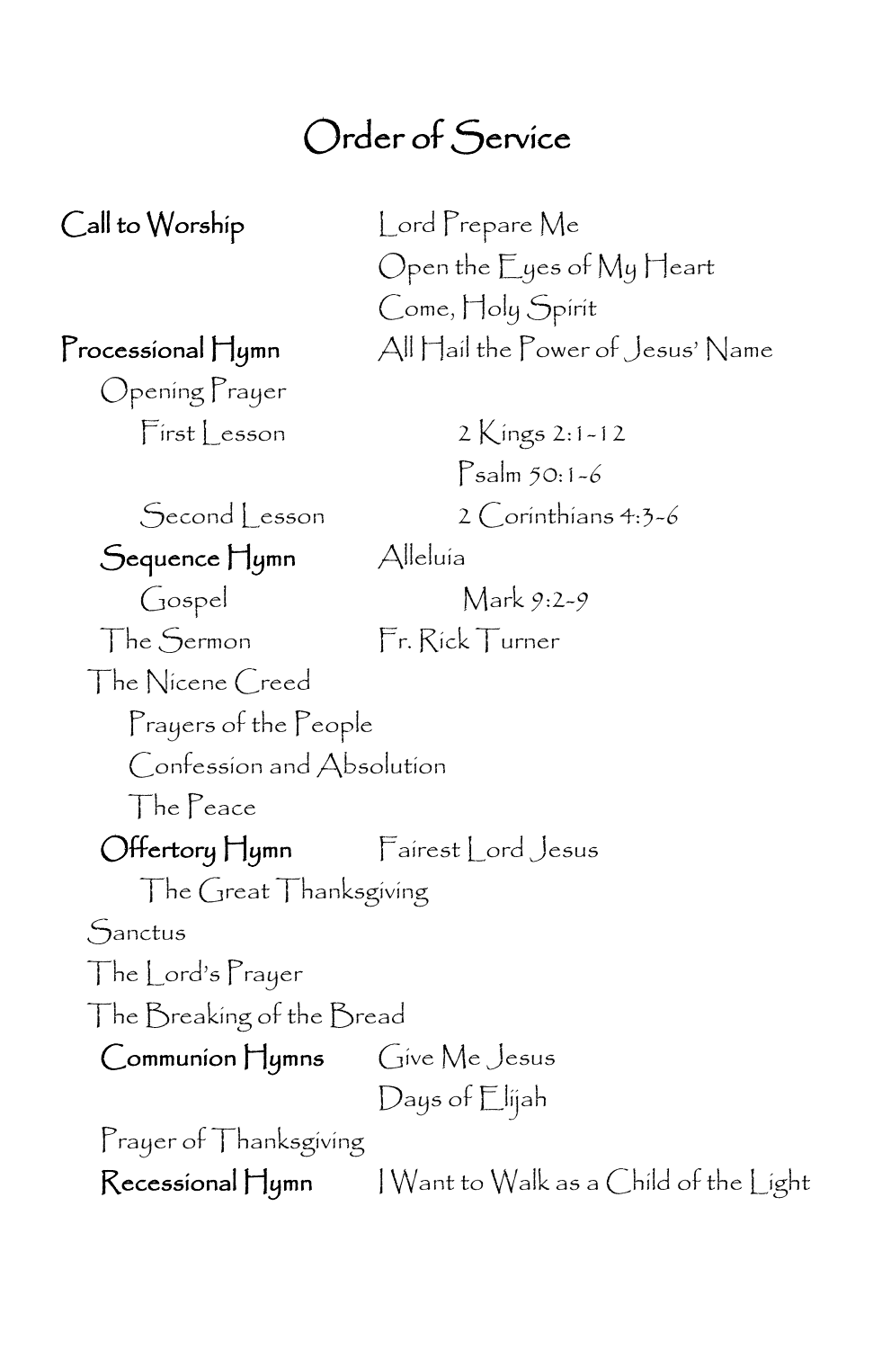# Order of Service

**Call to Worship** — Lord Prepare Me

Open the Eyes of My Heart

Come, Holy Spirit

**Processional Hymn** — All Hail the Power of Jesus' Name

Opening Prayer

First Lesson — 2 Kings 2:1-12

Psalm 50:1-6

Second Lesson — 2 Corinthians 4:3-6

**Sequence Hymn** — Alleluia

Gospel — Mark 9:2-9

The Sermon — Fr. Rick Turner

The Nicene Creed

Prayers of the People

Confession and Absolution

The Peace

**Offertory Hymn** — Fairest Lord Jesus

The Great Thanksgiving

Sanctus

The Lord's Prayer

The Breaking of the Bread

**Communion Hymns** — Give Me Jesus

Days of Elijah

Prayer of Thanksgiving

**Recessional Hymn** — I Want to Walk as a Child of the Light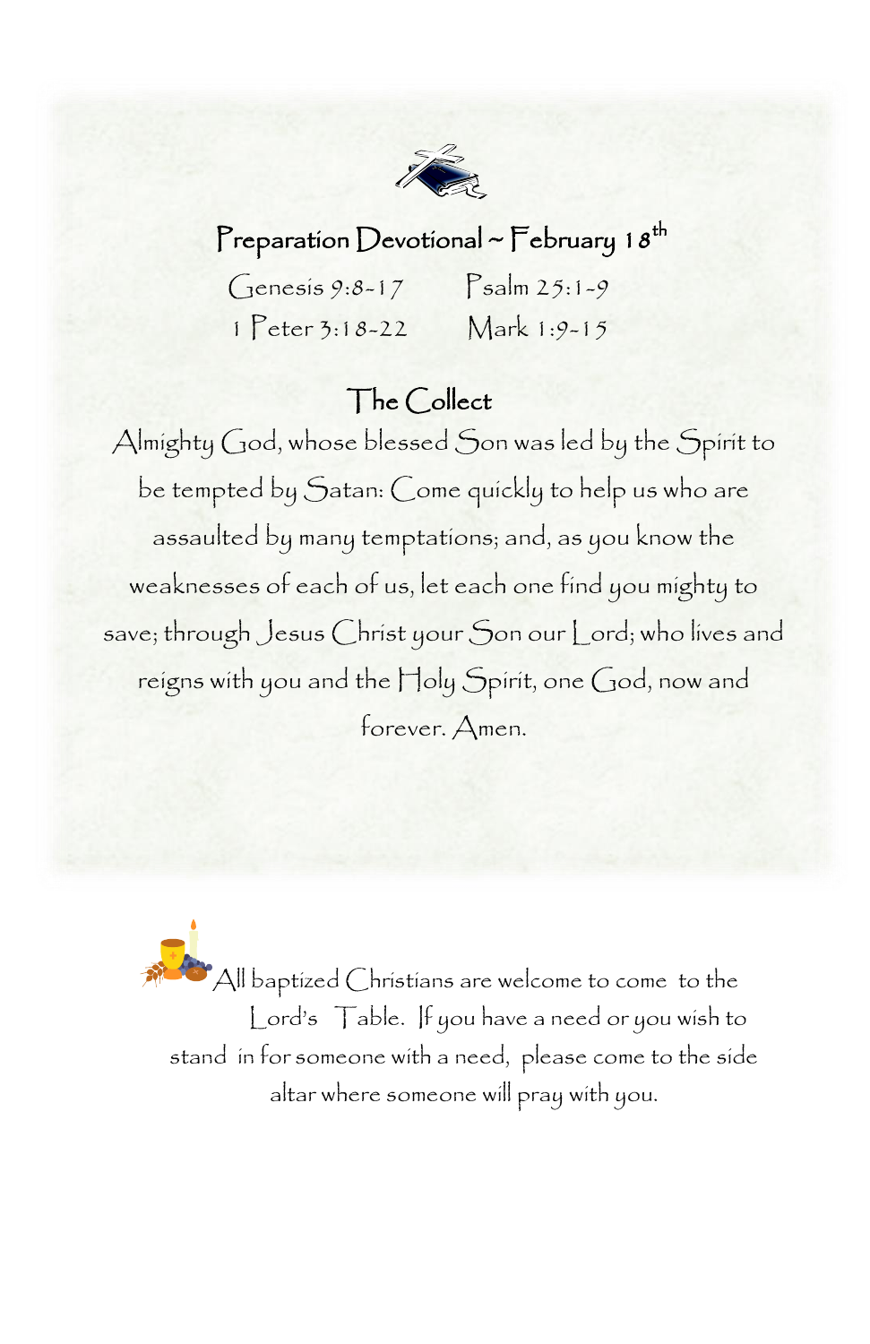## Preparation Devotional ~ February 18th

Genesis 9:8-17 Psalm 25:1-9
1 Peter 3:18-22 Mark 1:9-15

### The Collect

Almighty God, whose blessed Son was led by the Spirit to be tempted by Satan: Come quickly to help us who are assaulted by many temptations; and, as you know the weaknesses of each of us, let each one find you mighty to save; through Jesus Christ your Son our Lord; who lives and reigns with you and the Holy Spirit, one God, now and forever. Amen.

All baptized Christians are welcome to come to the Lord's Table. If you have a need or you wish to stand in for someone with a need, please come to the side altar where someone will pray with you.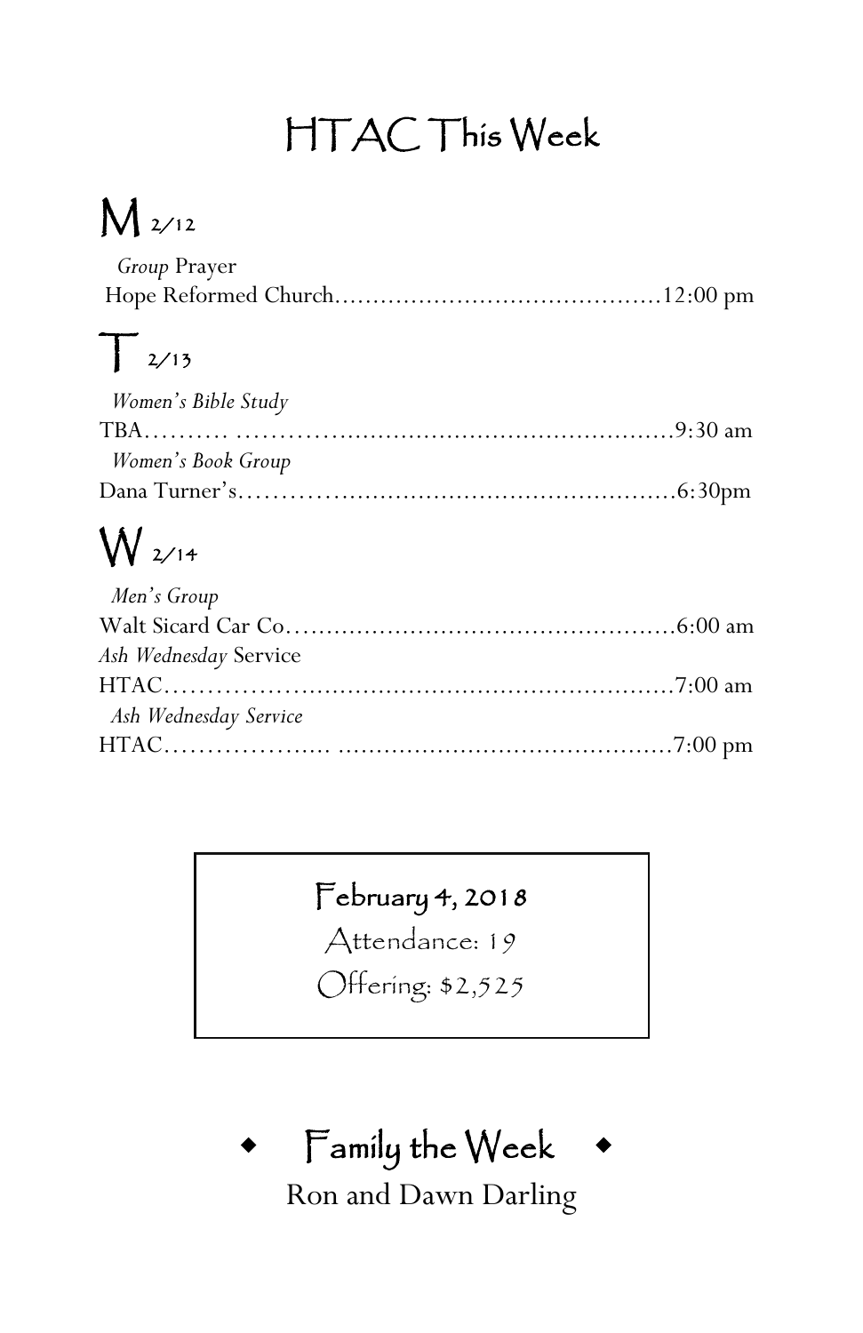# HTAC This Week

## M 2/12

*Group* Prayer
Hope Reformed Church……………………………………12:00 pm

## T 2/13

*Women's Bible Study*
TBA………. …………………………………………………9:30 am

*Women's Book Group*
Dana Turner's…………………………………………………6:30pm

## W 2/14

*Men's Group*
Walt Sicard Car Co……………………………………………6:00 am

*Ash Wednesday* Service
HTAC…………………………………………………………7:00 am

*Ash Wednesday Service*
HTAC……………….. ……………………………………7:00 pm

---

**February 4, 2018**
Attendance: 19
Offering: $2,525

---

## ◆ Family the Week ◆

Ron and Dawn Darling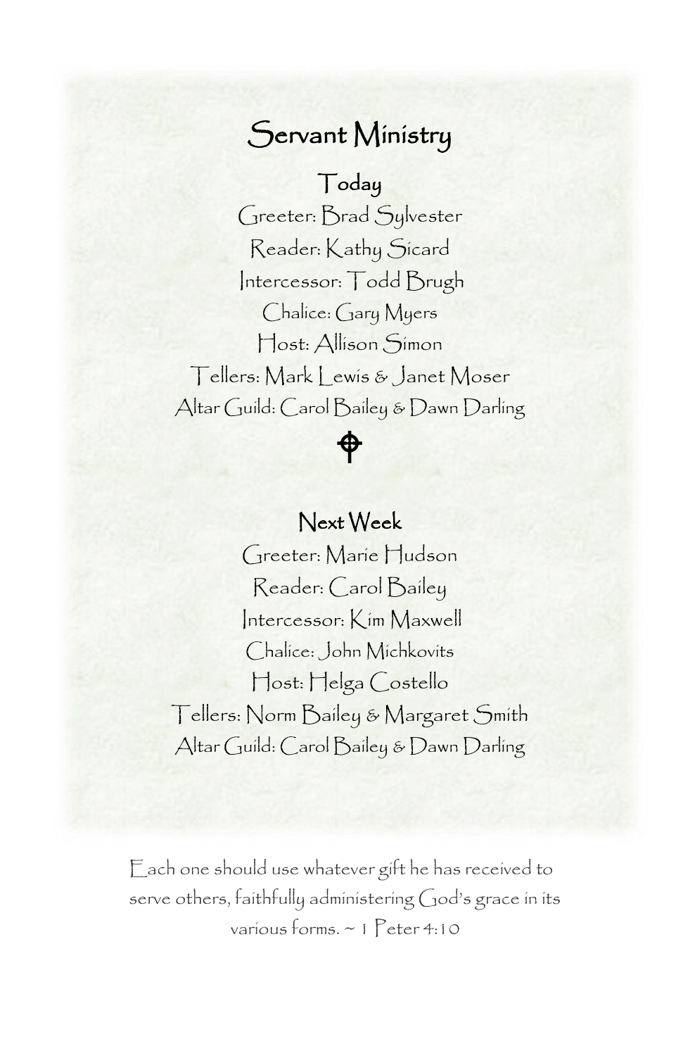# Servant Ministry

## Today

Greeter: Brad Sylvester

Reader: Kathy Sicard

Intercessor: Todd Brugh

Chalice: Gary Myers

Host: Allison Simon

Tellers: Mark Lewis & Janet Moser

Altar Guild: Carol Bailey & Dawn Darling

## Next Week

Greeter: Marie Hudson

Reader: Carol Bailey

Intercessor: Kim Maxwell

Chalice: John Michkovits

Host: Helga Costello

Tellers: Norm Bailey & Margaret Smith

Altar Guild: Carol Bailey & Dawn Darling

Each one should use whatever gift he has received to serve others, faithfully administering God's grace in its various forms. ~ 1 Peter 4:10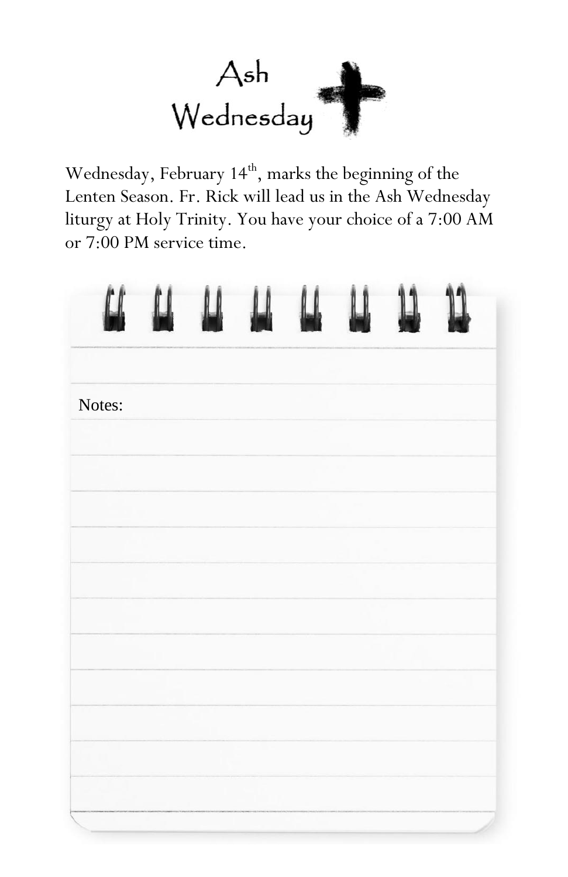# Ash Wednesday

Wednesday, February 14th, marks the beginning of the Lenten Season. Fr. Rick will lead us in the Ash Wednesday liturgy at Holy Trinity. You have your choice of a 7:00 AM or 7:00 PM service time.

Notes: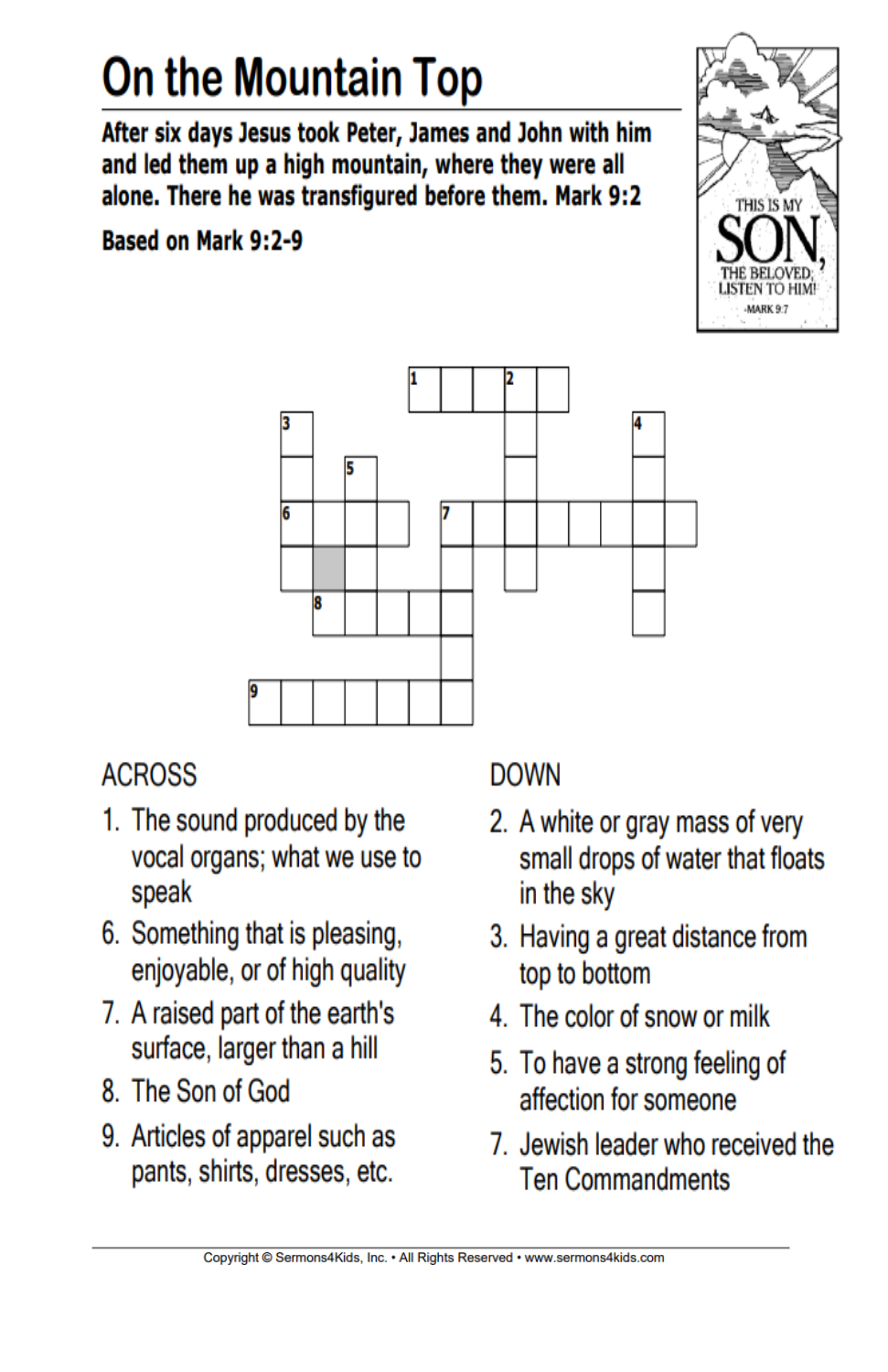# On the Mountain Top

**After six days Jesus took Peter, James and John with him and led them up a high mountain, where they were all alone. There he was transfigured before them. Mark 9:2**

**Based on Mark 9:2-9**

## ACROSS

1. The sound produced by the vocal organs; what we use to speak
6. Something that is pleasing, enjoyable, or of high quality
7. A raised part of the earth's surface, larger than a hill
8. The Son of God
9. Articles of apparel such as pants, shirts, dresses, etc.

## DOWN

2. A white or gray mass of very small drops of water that floats in the sky
3. Having a great distance from top to bottom
4. The color of snow or milk
5. To have a strong feeling of affection for someone
7. Jewish leader who received the Ten Commandments

Copyright © Sermons4Kids, Inc. • All Rights Reserved • www.sermons4kids.com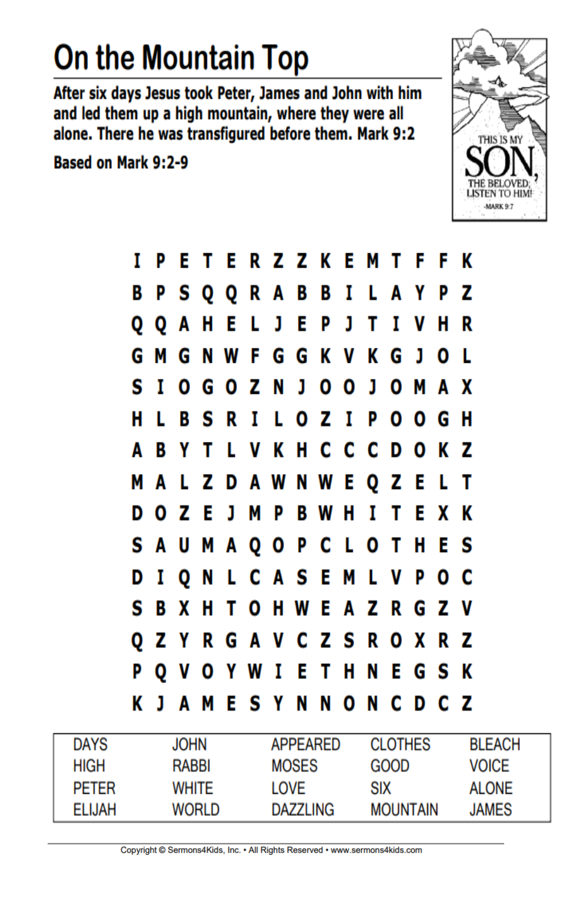# On the Mountain Top

**After six days Jesus took Peter, James and John with him and led them up a high mountain, where they were all alone. There he was transfigured before them. Mark 9:2**

**Based on Mark 9:2-9**

THIS IS MY SON, THE BELOVED; LISTEN TO HIM! -MARK 9:7

```
I P E T E R Z Z K E M T F F K
B P S Q Q R A B B I L A Y P Z
Q Q A H E L J E P J T I V H R
G M G N W F G G K V K G J O L
S I O G O Z N J O O J O M A X
H L B S R I L O Z I P O O G H
A B Y T L V K H C C C D O K Z
M A L Z D A W N W E Q Z E L T
D O Z E J M P B W H I T E X K
S A U M A Q O P C L O T H E S
D I Q N L C A S E M L V P O C
S B X H T O H W E A Z R G Z V
Q Z Y R G A V C Z S R O X R Z
P Q V O Y W I E T H N E G S K
K J A M E S Y N N O N C D C Z
```

| | | | | |
|---|---|---|---|---|
| DAYS | JOHN | APPEARED | CLOTHES | BLEACH |
| HIGH | RABBI | MOSES | GOOD | VOICE |
| PETER | WHITE | LOVE | SIX | ALONE |
| ELIJAH | WORLD | DAZZLING | MOUNTAIN | JAMES |

Copyright © Sermons4Kids, Inc. • All Rights Reserved • www.sermons4kids.com